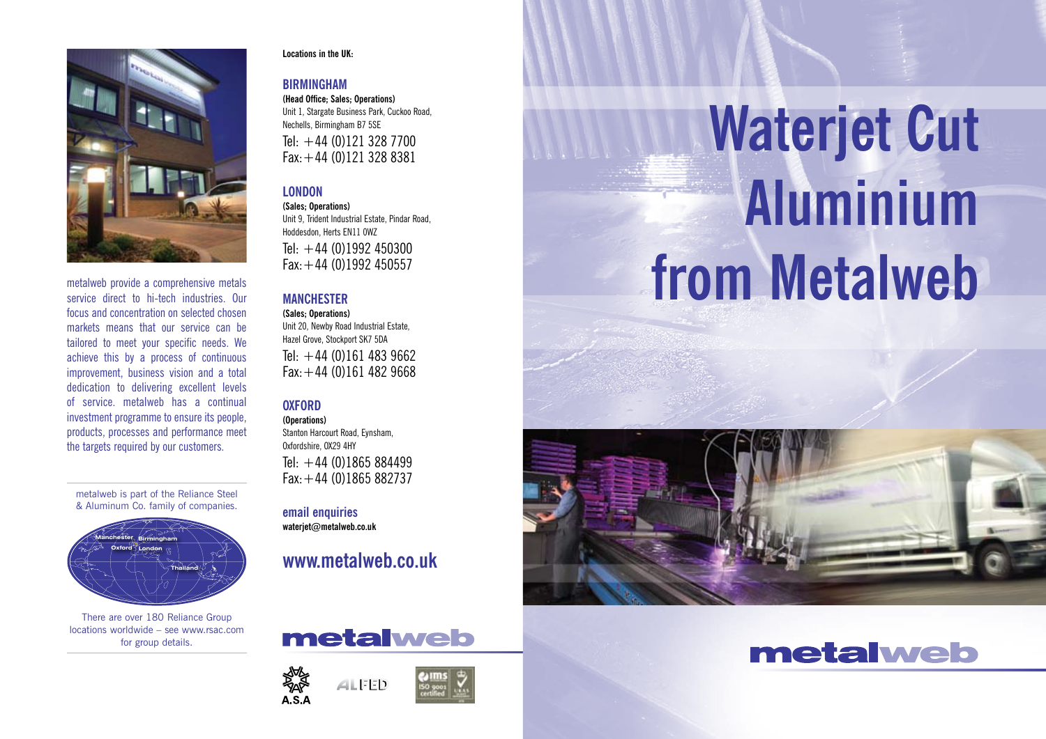metalweb provide a comprehensive metals service direct to hi-tech industries. Our focus and concentration on selected chosen markets means that our service can be tailored to meet your specific needs. We achieve this by a process of continuous improvement, business vision and a total dedication to delivering excellent levels of service. metalweb has a continual investment programme to ensure its people, products, processes and performance meet the targets required by our customers.

metalweb is part of the Reliance Steel & Aluminum Co. family of companies.

Manchester Birmingham Oxford London Thailand

There are over 180 Reliance Group locations worldwide – see www.rsac.com for group details.

**Locations in the UK:**

## BIRMINGHAM

**(Head Office; Sales; Operations)**
Unit 1, Stargate Business Park, Cuckoo Road, Nechells, Birmingham B7 5SE
Tel: +44 (0)121 328 7700
Fax: +44 (0)121 328 8381

## LONDON

**(Sales; Operations)**
Unit 9, Trident Industrial Estate, Pindar Road, Hoddesdon, Herts EN11 0WZ
Tel: +44 (0)1992 450300
Fax: +44 (0)1992 450557

## MANCHESTER

**(Sales; Operations)**
Unit 20, Newby Road Industrial Estate, Hazel Grove, Stockport SK7 5DA
Tel: +44 (0)161 483 9662
Fax: +44 (0)161 482 9668

## OXFORD

**(Operations)**
Stanton Harcourt Road, Eynsham, Oxfordshire, OX29 4HY
Tel: +44 (0)1865 884499
Fax: +44 (0)1865 882737

## email enquiries

**waterjet@metalweb.co.uk**

## www.metalweb.co.uk

metalweb

A.S.A ALFED ISO 9001 certified

# Waterjet Cut Aluminium from Metalweb

metalweb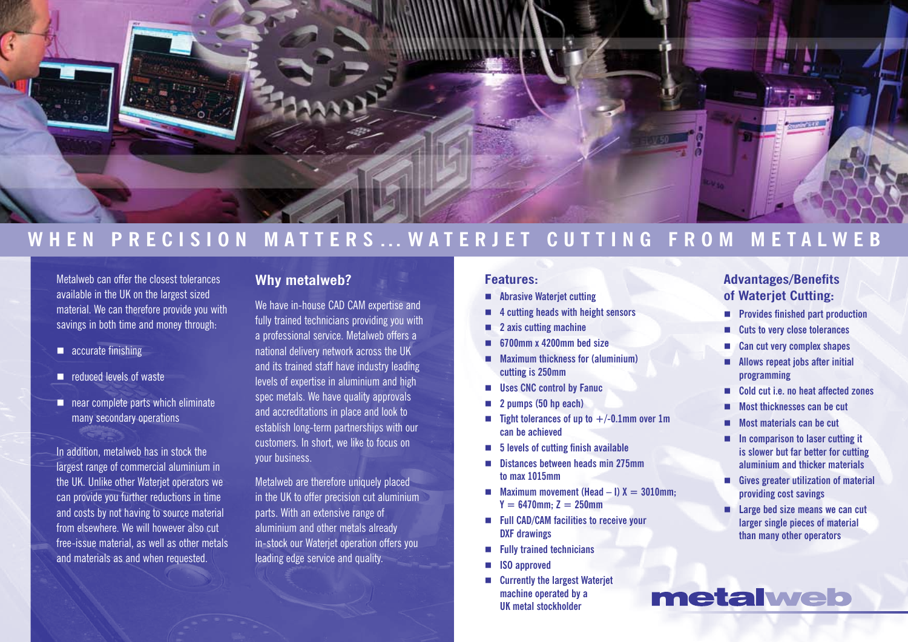# WHEN PRECISION MATTERS... WATERJET CUTTING FROM METALWEB

Metalweb can offer the closest tolerances available in the UK on the largest sized material. We can therefore provide you with savings in both time and money through:

- accurate finishing
- reduced levels of waste
- near complete parts which eliminate many secondary operations

In addition, metalweb has in stock the largest range of commercial aluminium in the UK. Unlike other Waterjet operators we can provide you further reductions in time and costs by not having to source material from elsewhere. We will however also cut free-issue material, as well as other metals and materials as and when requested.

## Why metalweb?

We have in-house CAD CAM expertise and fully trained technicians providing you with a professional service. Metalweb offers a national delivery network across the UK and its trained staff have industry leading levels of expertise in aluminium and high spec metals. We have quality approvals and accreditations in place and look to establish long-term partnerships with our customers. In short, we like to focus on your business.

Metalweb are therefore uniquely placed in the UK to offer precision cut aluminium parts. With an extensive range of aluminium and other metals already in-stock our Waterjet operation offers you leading edge service and quality.

## Features:

- Abrasive Waterjet cutting
- 4 cutting heads with height sensors
- 2 axis cutting machine
- 6700mm x 4200mm bed size
- Maximum thickness for (aluminium) cutting is 250mm
- Uses CNC control by Fanuc
- 2 pumps (50 hp each)
- Tight tolerances of up to +/-0.1mm over 1m can be achieved
- 5 levels of cutting finish available
- Distances between heads min 275mm to max 1015mm
- Maximum movement (Head – I) X = 3010mm; Y = 6470mm; Z = 250mm
- Full CAD/CAM facilities to receive your DXF drawings
- Fully trained technicians
- ISO approved
- Currently the largest Waterjet machine operated by a UK metal stockholder

## Advantages/Benefits of Waterjet Cutting:

- Provides finished part production
- Cuts to very close tolerances
- Can cut very complex shapes
- Allows repeat jobs after initial programming
- Cold cut i.e. no heat affected zones
- Most thicknesses can be cut
- Most materials can be cut
- In comparison to laser cutting it is slower but far better for cutting aluminium and thicker materials
- Gives greater utilization of material providing cost savings
- Large bed size means we can cut larger single pieces of material than many other operators

metalweb